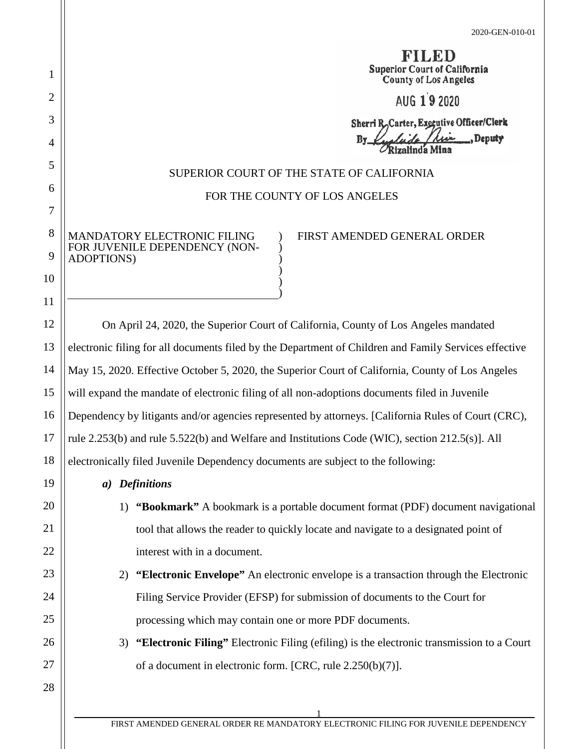2020-GEN-010-01

**FILED**
Superior Court of California
County of Los Angeles

AUG 19 2020

Sherri R. Carter, Executive Officer/Clerk
By Rizalinda Mina, Deputy

SUPERIOR COURT OF THE STATE OF CALIFORNIA

FOR THE COUNTY OF LOS ANGELES

MANDATORY ELECTRONIC FILING FOR JUVENILE DEPENDENCY (NON-ADOPTIONS) — FIRST AMENDED GENERAL ORDER

On April 24, 2020, the Superior Court of California, County of Los Angeles mandated electronic filing for all documents filed by the Department of Children and Family Services effective May 15, 2020. Effective October 5, 2020, the Superior Court of California, County of Los Angeles will expand the mandate of electronic filing of all non-adoptions documents filed in Juvenile Dependency by litigants and/or agencies represented by attorneys. [California Rules of Court (CRC), rule 2.253(b) and rule 5.522(b) and Welfare and Institutions Code (WIC), section 212.5(s)]. All electronically filed Juvenile Dependency documents are subject to the following:

***a) Definitions***

1) **"Bookmark"** A bookmark is a portable document format (PDF) document navigational tool that allows the reader to quickly locate and navigate to a designated point of interest with in a document.

2) **"Electronic Envelope"** An electronic envelope is a transaction through the Electronic Filing Service Provider (EFSP) for submission of documents to the Court for processing which may contain one or more PDF documents.

3) **"Electronic Filing"** Electronic Filing (efiling) is the electronic transmission to a Court of a document in electronic form. [CRC, rule 2.250(b)(7)].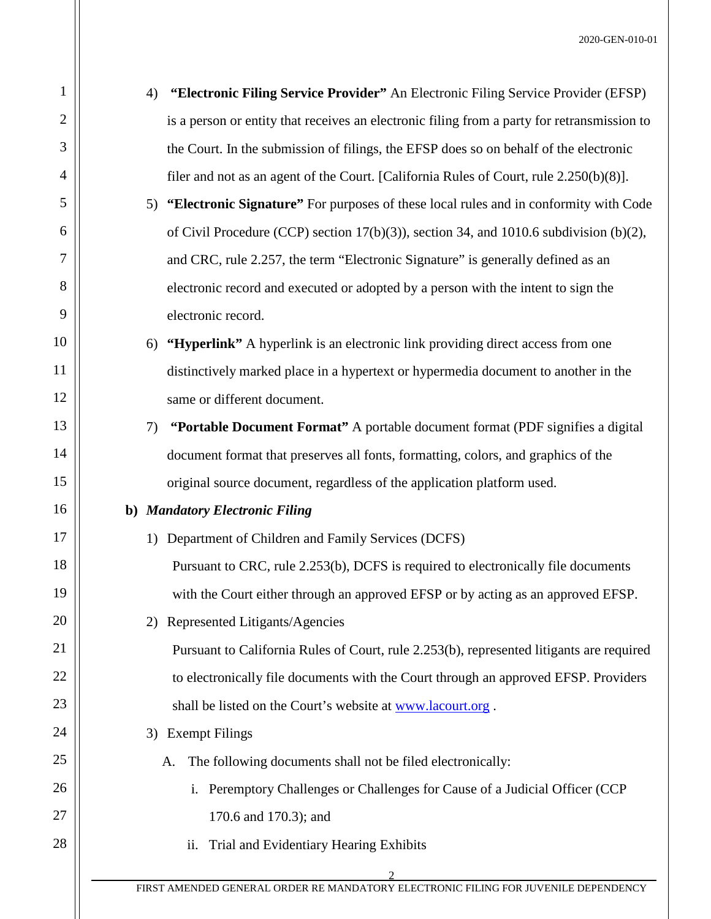4) **"Electronic Filing Service Provider"** An Electronic Filing Service Provider (EFSP) is a person or entity that receives an electronic filing from a party for retransmission to the Court. In the submission of filings, the EFSP does so on behalf of the electronic filer and not as an agent of the Court. [California Rules of Court, rule 2.250(b)(8)].

5) **"Electronic Signature"** For purposes of these local rules and in conformity with Code of Civil Procedure (CCP) section 17(b)(3)), section 34, and 1010.6 subdivision (b)(2), and CRC, rule 2.257, the term "Electronic Signature" is generally defined as an electronic record and executed or adopted by a person with the intent to sign the electronic record.

6) **"Hyperlink"** A hyperlink is an electronic link providing direct access from one distinctively marked place in a hypertext or hypermedia document to another in the same or different document.

7) **"Portable Document Format"** A portable document format (PDF signifies a digital document format that preserves all fonts, formatting, colors, and graphics of the original source document, regardless of the application platform used.

**b)** ***Mandatory Electronic Filing***

1) Department of Children and Family Services (DCFS)

Pursuant to CRC, rule 2.253(b), DCFS is required to electronically file documents with the Court either through an approved EFSP or by acting as an approved EFSP.

2) Represented Litigants/Agencies

Pursuant to California Rules of Court, rule 2.253(b), represented litigants are required to electronically file documents with the Court through an approved EFSP. Providers shall be listed on the Court's website at www.lacourt.org .

3) Exempt Filings

A. The following documents shall not be filed electronically:

i. Peremptory Challenges or Challenges for Cause of a Judicial Officer (CCP 170.6 and 170.3); and

ii. Trial and Evidentiary Hearing Exhibits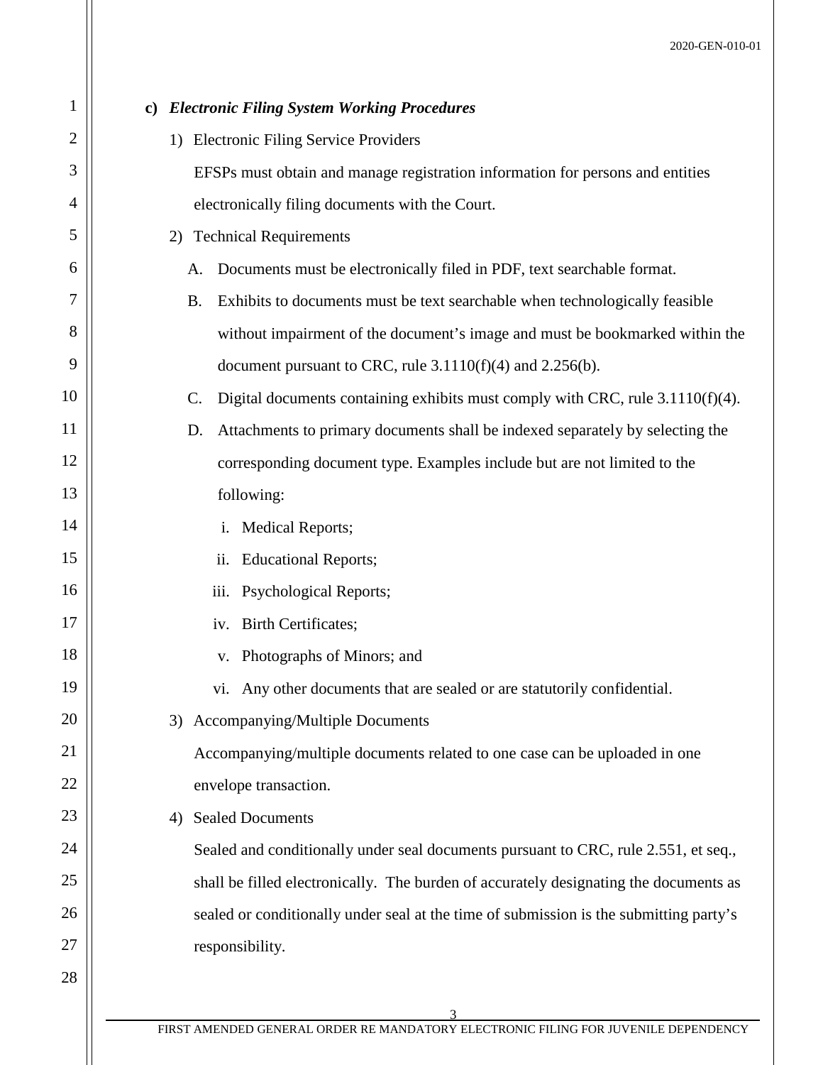**c)** ***Electronic Filing System Working Procedures***

1) Electronic Filing Service Providers

   EFSPs must obtain and manage registration information for persons and entities electronically filing documents with the Court.

2) Technical Requirements

   A. Documents must be electronically filed in PDF, text searchable format.

   B. Exhibits to documents must be text searchable when technologically feasible without impairment of the document's image and must be bookmarked within the document pursuant to CRC, rule 3.1110(f)(4) and 2.256(b).

   C. Digital documents containing exhibits must comply with CRC, rule 3.1110(f)(4).

   D. Attachments to primary documents shall be indexed separately by selecting the corresponding document type. Examples include but are not limited to the following:

      i. Medical Reports;

      ii. Educational Reports;

      iii. Psychological Reports;

      iv. Birth Certificates;

      v. Photographs of Minors; and

      vi. Any other documents that are sealed or are statutorily confidential.

3) Accompanying/Multiple Documents

   Accompanying/multiple documents related to one case can be uploaded in one envelope transaction.

4) Sealed Documents

   Sealed and conditionally under seal documents pursuant to CRC, rule 2.551, et seq., shall be filled electronically. The burden of accurately designating the documents as sealed or conditionally under seal at the time of submission is the submitting party's responsibility.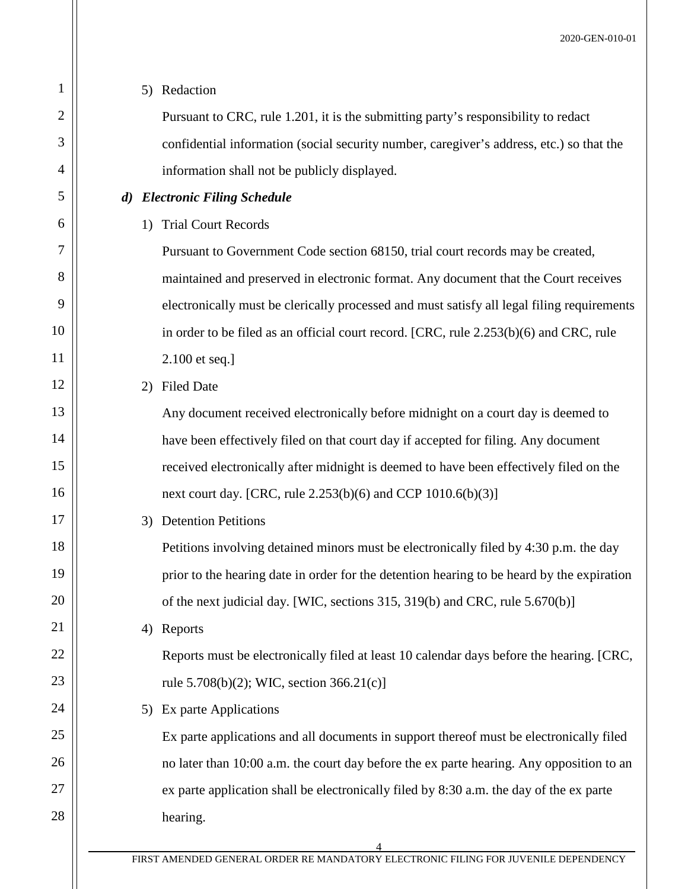5) Redaction

Pursuant to CRC, rule 1.201, it is the submitting party's responsibility to redact confidential information (social security number, caregiver's address, etc.) so that the information shall not be publicly displayed.

***d) Electronic Filing Schedule***

1) Trial Court Records

Pursuant to Government Code section 68150, trial court records may be created, maintained and preserved in electronic format. Any document that the Court receives electronically must be clerically processed and must satisfy all legal filing requirements in order to be filed as an official court record. [CRC, rule 2.253(b)(6) and CRC, rule 2.100 et seq.]

2) Filed Date

Any document received electronically before midnight on a court day is deemed to have been effectively filed on that court day if accepted for filing. Any document received electronically after midnight is deemed to have been effectively filed on the next court day. [CRC, rule 2.253(b)(6) and CCP 1010.6(b)(3)]

3) Detention Petitions

Petitions involving detained minors must be electronically filed by 4:30 p.m. the day prior to the hearing date in order for the detention hearing to be heard by the expiration of the next judicial day. [WIC, sections 315, 319(b) and CRC, rule 5.670(b)]

4) Reports

Reports must be electronically filed at least 10 calendar days before the hearing. [CRC, rule 5.708(b)(2); WIC, section 366.21(c)]

5) Ex parte Applications

Ex parte applications and all documents in support thereof must be electronically filed no later than 10:00 a.m. the court day before the ex parte hearing. Any opposition to an ex parte application shall be electronically filed by 8:30 a.m. the day of the ex parte hearing.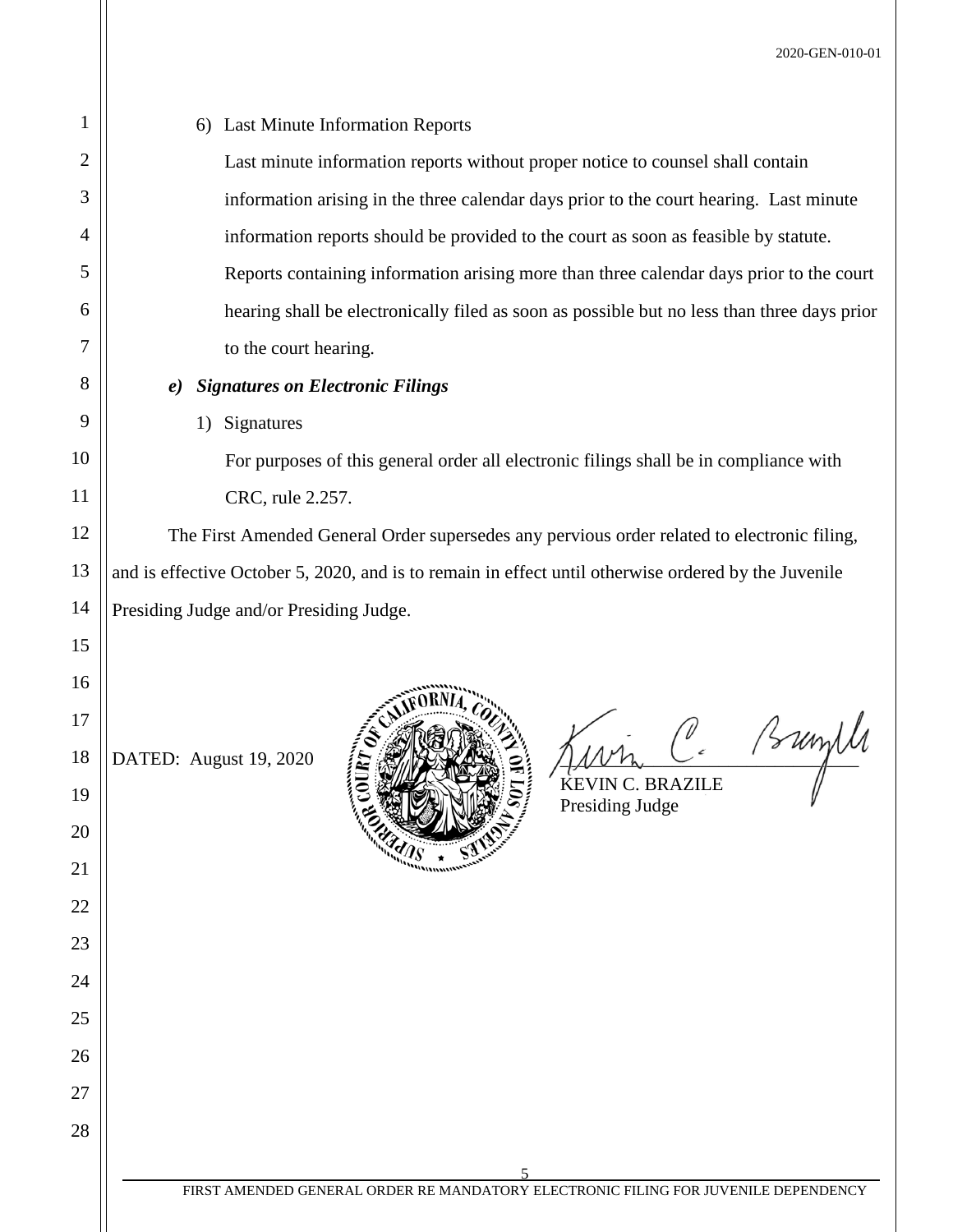6) Last Minute Information Reports

Last minute information reports without proper notice to counsel shall contain information arising in the three calendar days prior to the court hearing. Last minute information reports should be provided to the court as soon as feasible by statute. Reports containing information arising more than three calendar days prior to the court hearing shall be electronically filed as soon as possible but no less than three days prior to the court hearing.

***e) Signatures on Electronic Filings***

1) Signatures

For purposes of this general order all electronic filings shall be in compliance with CRC, rule 2.257.

The First Amended General Order supersedes any pervious order related to electronic filing, and is effective October 5, 2020, and is to remain in effect until otherwise ordered by the Juvenile Presiding Judge and/or Presiding Judge.

DATED: August 19, 2020

KEVIN C. BRAZILE
Presiding Judge